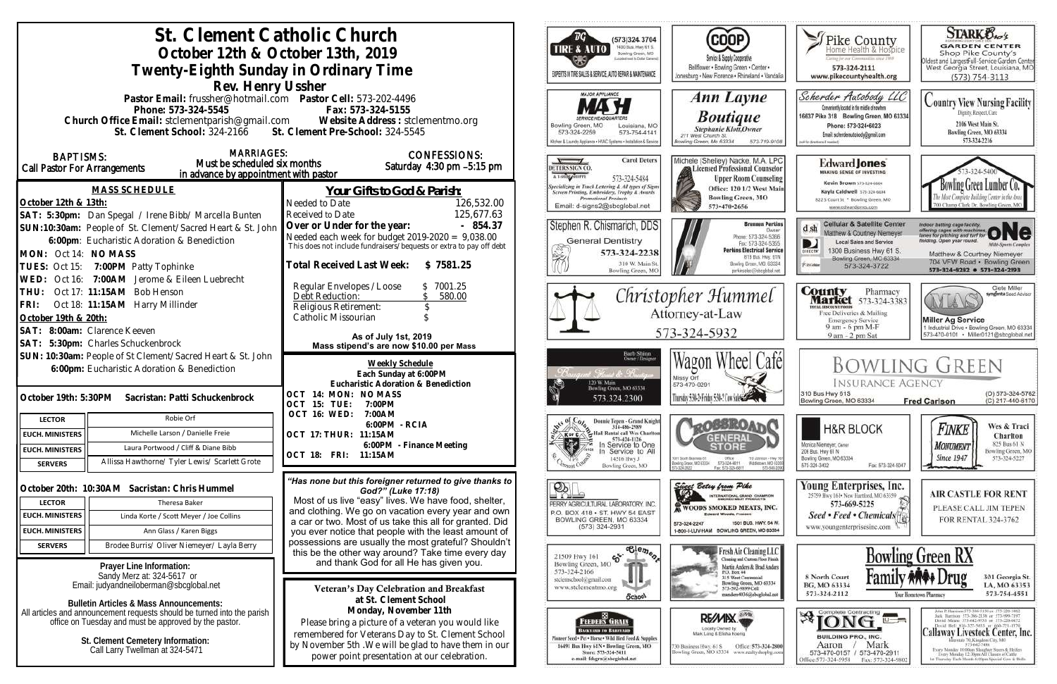# St. Clement Catholic Church

## October 12th & October 13th, 2019

## Twenty-Eighth Sunday in Ordinary Time

### Rev. Henry Ussher

Pastor Email: frussher@hotmail.com Pastor Cell: 573-202-4496
Phone: 573-324-5545 Fax: 573-324-5155
Church Office Email: stclementparish@gmail.com Website Address : stclementmo.org
St. Clement School: 324-2166 St. Clement Pre-School: 324-5545

**BAPTISMS:** Call Pastor For Arrangements

**MARRIAGES:** Must be scheduled six months in advance by appointment with pastor

**CONFESSIONS:** Saturday 4:30 pm –5:15 pm

## MASS SCHEDULE

**October 12th & 13th:**

**SAT: 5:30pm:** Dan Spegal / Irene Bibb/ Marcella Bunten
**SUN:10:30am:** People of St. Clement/Sacred Heart & St. John
**6:00pm**: Eucharistic Adoration & Benediction
**MON:** Oct 14: **NO MASS**
**TUES:** Oct 15: **7:00PM** Patty Tophinke
**WED:** Oct 16: **7:00AM** Jerome & Eileen Luebrecht
**THU:** Oct 17: **11:15AM** Bob Henson
**FRI:** Oct 18: **11:15AM** Harry Millinder

**October 19th & 20th:**

**SAT: 8:00am:** Clarence Keeven
**SAT: 5:30pm:** Charles Schuckenbrock
**SUN: 10:30am:** People of St Clement/Sacred Heart & St. John
**6:00pm:** Eucharistic Adoration & Benediction

**October 19th: 5:30PM Sacristan: Patti Schuckenbrock**

| LECTOR | Robie Orf |
|---|---|
| EUCH. MINISTERS | Michelle Larson / Danielle Freie |
| EUCH. MINISTERS | Laura Portwood / Cliff & Diane Bibb |
| SERVERS | Allissa Hawthorne/ Tyler Lewis/ Scarlett Grote |

**October 20th: 10:30AM Sacristan: Chris Hummel**

| LECTOR | Theresa Baker |
|---|---|
| EUCH. MINISTERS | Linda Korte / Scott Meyer / Joe Collins |
| EUCH. MINISTERS | Ann Glass / Karen Biggs |
| SERVERS | Brodee Burris/ Oliver Niemeyer/ Layla Berry |

**Prayer Line Information:**
Sandy Merz at: 324-5617 or
Email: judyandneiloberman@sbcglobal.net

**Bulletin Articles & Mass Announcements:**
All articles and announcement requests should be turned into the parish office on Tuesday and must be approved by the pastor.

**St. Clement Cemetery Information:**
Call Larry Twellman at 324-5471

## Your Gifts to God & Parish:

| | |
|---|---|
| Needed to Date | 126,532.00 |
| Received to Date | 125,677.63 |
| **Over or Under for the year:** | **- 854.37** |

Needed each week for budget 2019-2020 = 9,038.00
This does not include fundraisers/bequests or extra to pay off debt

**Total Received Last Week: $ 7581.25**

| | |
|---|---|
| Regular Envelopes / Loose | $ 7001.25 |
| Debt Reduction: | $ 580.00 |
| Religious Retirement: | $ |
| Catholic Missourian | $ |

**As of July 1st, 2019**
**Mass stipend's are now $10.00 per Mass**

**Weekly Schedule**
**Each Sunday at 6:00PM**
**Eucharistic Adoration & Benediction**

OCT 14: MON: NO MASS
OCT 15: TUE: 7:00PM
OCT 16: WED: 7:00AM
6:00PM - RCIA
OCT 17: THUR: 11:15AM
6:00PM - Finance Meeting
OCT 18: FRI: 11:15AM

*"Has none but this foreigner returned to give thanks to God?" (Luke 17:18)*
Most of us live "easy" lives. We have food, shelter, and clothing. We go on vacation every year and own a car or two. Most of us take this all for granted. Did you ever notice that people with the least amount of possessions are usually the most grateful? Shouldn't this be the other way around? Take time every day and thank God for all He has given you.

**Veteran's Day Celebration and Breakfast at St. Clement School**
**Monday, November 11th**
Please bring a picture of a veteran you would like remembered for Veterans Day to St. Clement School by November 5th .We will be glad to have them in our power point presentation at our celebration.

---

TIRE & AUTO (573)324-3704 1400 Bus. Hwy 61 S. Bowling Green, MO — EXPERTS IN TIRE SALES & SERVICE, AUTO REPAIR & MAINTENANCE

COOP Service & Supply Cooperative — Bellflower • Bowling Green • Center • Jonesburg • New Florence • Rhineland • Vandalia

Pike County Home Health & Hospice — 573-324-2111 www.pikecountyhealth.org

STARK Bro's Garden Center — Shop Pike County's Oldest and Largest Full-Service Garden Center — West Georgia Street, Louisiana, MO (573) 754-3113

MASH Major Appliance Service Headquarters — Bowling Green, MO 573-324-2259 — Louisiana, MO 573-754-4141

Ann Layne Boutique — Stephanie Klott, Owner — 211 West Church St. Bowling Green, Mo 63334 573-719-9108

Scherder Autobody LLC — 16637 Pike 318 Bowling Green, MO 63334 — Phone: 573-324-6023

Country View Nursing Facility — 2106 West Main St. Bowling Green, MO 63334 573-324-2216

Peters Sign Co. — Carol Deters — 573-324-5484 — Email: d-signs2@sbcglobal.net

Michele (Shelley) Nacke, M.A. LPC Licensed Professional Counselor — Upper Room Counseling — Office: 120 1/2 West Main Bowling Green, MO 573-470-2656

Edward Jones — Kevin Brown, Kayla Caldwell — 822 S Court St. • Bowling Green, MO

Bowling Green Lumber Co. — 573-324-5400 — 700 Champ Clark Dr. Bowling Green, MO

Stephen R. Chismarich, DDS — General Dentistry — 573-324-2238 — 310 W. Main St. Bowling Green, MO

Perkins Electrical Service — Brennen Perkins, Owner — Phone: 573-324-5366

Cellular & Satellite Center — Matthew & Courtney Niemeyer — 1300 Business Hwy 61 S. Bowling Green, MO 63334 — 573-324-3722

ONE Multi-Sports Complex — Matthew & Courtney Niemeyer — 704 VFW Road • Bowling Green — 573-324-8282 • 573-324-2193

Christopher Hummel Attorney-at-Law — 573-324-5932

County Market Pharmacy — 573-324-3383 — Free Deliveries & Mailing — 9 am - 6 pm M-F, 9 am - 2 pm Sat

Miller Ag Service — Cete Miller, Syngenta Seed Advisor — 1 Industrial Drive • Bowling Green, MO 63334 — 573-470-0101 • Miller0121@sbcglobal.net

Bouquet Floral & Boutique — Barb Shinn — 120 W. Main Bowling Green, MO 63334 — 573.324.2300

Wagon Wheel Café — Missy Orf — 573-470-0291

Bowling Green Insurance Agency — 310 Bus Hwy 61S Bowling Green, MO 63334 — Fred Carlson — (O) 573-324-5762 (C) 217-440-6170

Knights of Columbus — Donnie Tepen - Grand Knight 314-486-2989 — Hall Rental call Wes Charlton 573-424-1126 — In Service to One, In Service to All — 14516 Hwy J Bowling Green, MO

Crossroads General Store

H&R Block — Monica Niemeyer, Owner — 206 Bus. Hwy 61 N Bowling Green, MO 63334 — 573-324-3402 Fax: 573-324-5047

Finke Monument — Since 1947 — Wes & Traci Charlton — 825 Bus 61 N Bowling Green, MO 573-324-5227

Perry Agricultural Laboratory Inc. — P.O. Box 418 • St. Hwy 54 East Bowling Green, MO 63334 — (573) 324-2931

Sweet Betsy from Pike — Woods Smoked Meats, Inc. — 573-324-2247 — 1501 Bus. Hwy. 54 W. — 1-800-I-LUV-HAM Bowling Green, MO 63334

Young Enterprises, Inc. — 25759 Hwy 161 • New Hartford, MO 63359 — 573-669-5225 — Seed • Feed • Chemicals — www.youngenterprisesinc.com

Air Castle for Rent — Please call Jim Tepen for rental 324-3762

St. Clement School — 21509 Hwy 161 Bowling Green, MO 573-324-2166 — stclemschool@gmail.com — www.stclementmo.org

Fresh Air Cleaning LLC — Cleaning and Custom Floor Finish — Martin Anders & Brad Anders

Bowling Green RX — 8 North Court BG, MO 63334 573-324-2112 — Family Drug — 301 Georgia St. LA, MO 63353 573-754-4551 — Your Hometown Pharmacy

Feeders Grain — Backyard to Barnyard — Pioneer Seed • Pet • Horse • Wild Bird Feed & Supplies — 16491 Bus Hwy 61N • Bowling Green, MO — Store: 573-324-5411 — e-mail: fdsgrn@sbcglobal.net

RE/MAX — Locally Owned by Mark Long & Elisha Koenig — 730 Business Hwy. 61 S Bowling Green, MO 63334 — Office: 573-324-2800

Long Building Pro, Inc. — Complete Contracting — Aaron 573-470-0157 / Mark 573-470-2911 — Office: 573-324-5958 Fax: 573-324-9802

Callaway Livestock Center, Inc. — Interstate 70, Kingdom City, MO 573-642-7486 — Every Monday 10:00am Slaughter Steers & Heifers — Every Monday 12:30pm All Classes of Cattle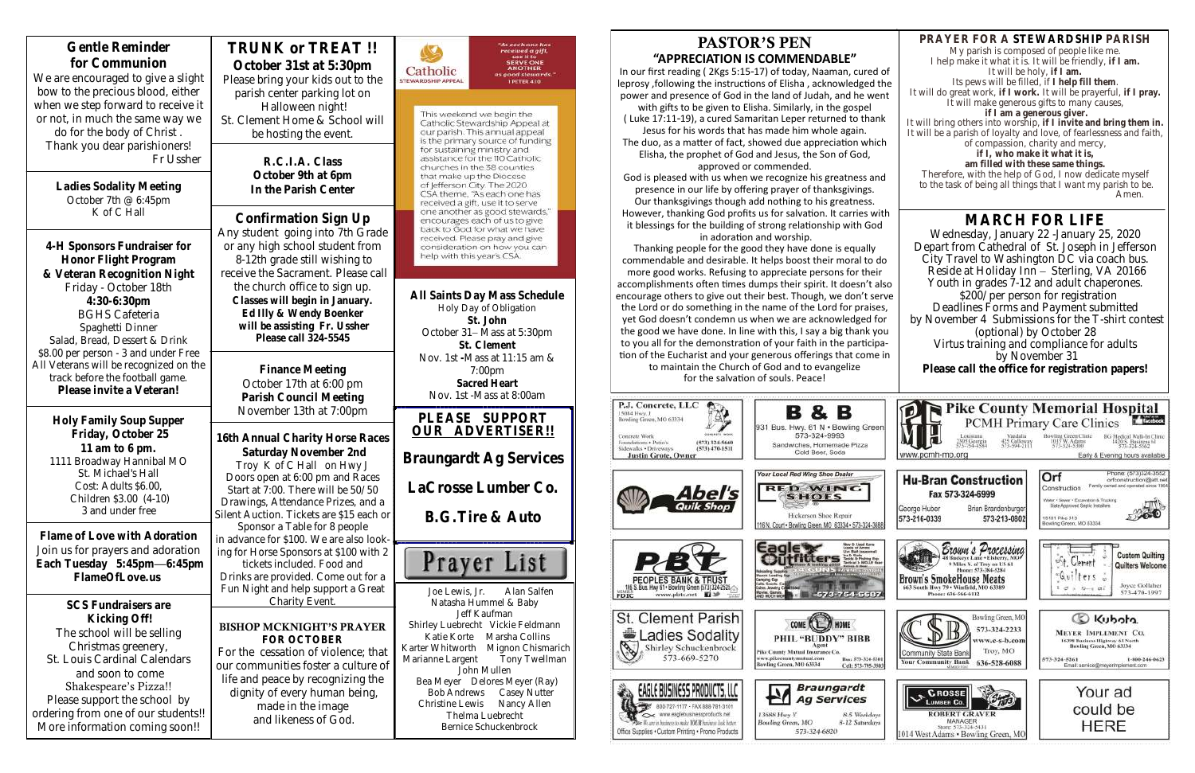## Gentle Reminder for Communion

We are encouraged to give a slight bow to the precious blood, either when we step forward to receive it or not, in much the same way we do for the body of Christ. Thank you dear parishioners!

Fr Ussher

## Ladies Sodality Meeting

October 7th @ 6:45pm

K of C Hall

## 4-H Sponsors Fundraiser for Honor Flight Program & Veteran Recognition Night

Friday - October 18th

**4:30-6:30pm**

BGHS Cafeteria

Spaghetti Dinner

Salad, Bread, Dessert & Drink

$8.00 per person - 3 and under Free

All Veterans will be recognized on the track before the football game.

**Please invite a Veteran!**

## Holy Family Soup Supper

**Friday, October 25**

**11 am to 6 pm.**

1111 Broadway Hannibal MO

St. Michael's Hall

Cost: Adults $6.00,

Children $3.00 (4-10)

3 and under free

## Flame of Love with Adoration

Join us for prayers and adoration **Each Tuesday 5:45pm—6:45pm**

**FlameOfLove.us**

## SCS Fundraisers are Kicking Off!

The school will be selling Christmas greenery, St. Louis Cardinal Calendars and soon to come Shakespeare's Pizza!! Please support the school by ordering from one of our students!! More information coming soon!!

## TRUNK or TREAT !!

**October 31st at 5:30pm**

Please bring your kids out to the parish center parking lot on Halloween night! St. Clement Home & School will be hosting the event.

## R.C.I.A. Class

**October 9th at 6pm**

**In the Parish Center**

## Confirmation Sign Up

Any student going into 7th Grade or any high school student from 8-12th grade still wishing to receive the Sacrament. Please call the church office to sign up.

**Classes will begin in January.**

**Ed Illy & Wendy Boenker will be assisting Fr. Ussher**

**Please call 324-5545**

## Finance Meeting

October 17th at 6:00 pm

## Parish Council Meeting

November 13th at 7:00pm

## 16th Annual Charity Horse Races

**Saturday November 2nd**

Troy K of C Hall on Hwy J

Doors open at 6:00 pm and Races Start at 7:00. There will be 50/50 Drawings, Attendance Prizes, and a Silent Auction. Tickets are $15 each or Sponsor a Table for 8 people in advance for $100. We are also looking for Horse Sponsors at $100 with 2 tickets included. Food and Drinks are provided. Come out for a Fun Night and help support a Great Charity Event.

## BISHOP MCKNIGHT'S PRAYER FOR OCTOBER

For the cessation of violence; that our communities foster a culture of life and peace by recognizing the dignity of every human being, made in the image and likeness of God.

## Catholic Stewardship Appeal

"As each one has received a gift, use it to serve one another as good stewards." 1 PETER 4:10

This weekend we begin the Catholic Stewardship Appeal at our parish. This annual appeal is the primary source of funding for sustaining ministry and assistance for the 110 Catholic churches in the 38 counties that make up the Diocese of Jefferson City. The 2020 CSA theme, "As each one has received a gift, use it to serve one another as good stewards," encourages each of us to give back to God for what we have received. Please pray and give consideration on how you can help with this years CSA.

## All Saints Day Mass Schedule

Holy Day of Obligation

**St. John**

October 31– Mass at 5:30pm

**St. Clement**

Nov. 1st -Mass at 11:15 am & 7:00pm

**Sacred Heart**

Nov. 1st -Mass at 8:00am

## PLEASE SUPPORT OUR ADVERTISER!!

**Braungardt Ag Services**

**LaCrosse Lumber Co.**

**B.G.Tire & Auto**

## Prayer List

Joe Lewis, Jr. Alan Salfen
Natasha Hummel & Baby
Jeff Kaufman
Shirley Luebrecht Vickie Feldmann
Katie Korte Marsha Collins
Karter Whitworth Mignon Chismarich
Marianne Largent Tony Twellman
John Mullen
Bea Meyer Delores Meyer (Ray)
Bob Andrews Casey Nutter
Christine Lewis Nancy Allen
Thelma Luebrecht
Bernice Schuckenbrock

## PASTOR'S PEN

### "APPRECIATION IS COMMENDABLE"

In our first reading ( 2Kgs 5:15-17) of today, Naaman, cured of leprosy ,following the instructions of Elisha , acknowledged the power and presence of God in the land of Judah, and he went with gifts to be given to Elisha. Similarly, in the gospel ( Luke 17:11-19), a cured Samaritan Leper returned to thank Jesus for his words that has made him whole again. The duo, as a matter of fact, showed due appreciation which Elisha, the prophet of God and Jesus, the Son of God, approved or commended.

God is pleased with us when we recognize his greatness and presence in our life by offering prayer of thanksgivings. Our thanksgivings though add nothing to his greatness. However, thanking God profits us for salvation. It carries with it blessings for the building of strong relationship with God in adoration and worship.

Thanking people for the good they have done is equally commendable and desirable. It helps boost their moral to do more good works. Refusing to appreciate persons for their accomplishments often times dumps their spirit. It doesn't also encourage others to give out their best. Though, we don't serve the Lord or do something in the name of the Lord for praises, yet God doesn't condemn us when we are acknowledged for the good we have done. In line with this, I say a big thank you to you all for the demonstration of your faith in the participation of the Eucharist and your generous offerings that come in to maintain the Church of God and to evangelize for the salvation of souls. Peace!

## PRAYER FOR A STEWARDSHIP PARISH

My parish is composed of people like me.
I help make it what it is. It will be friendly, **if I am.**
It will be holy, **if I am.**
Its pews will be filled, if **I help fill them**.
It will do great work, **if I work.** It will be prayerful, **if I pray.**
It will make generous gifts to many causes,
**if I am a generous giver.**
It will bring others into worship, **if I invite and bring them in.**
It will be a parish of loyalty and love, of fearlessness and faith,
of compassion, charity and mercy,
**if I, who make it what it is,**
**am filled with these same things.**
Therefore, with the help of God, I now dedicate myself
to the task of being all things that I want my parish to be.
Amen.

## MARCH FOR LIFE

Wednesday, January 22 -January 25, 2020
Depart from Cathedral of St. Joseph in Jefferson City Travel to Washington DC via coach bus.
Reside at Holiday Inn – Sterling, VA 20166
Youth in grades 7-12 and adult chaperones.
$200/per person for registration
Deadlines Forms and Payment submitted by November 4 Submissions for the T-shirt contest (optional) by October 28
Virtus training and compliance for adults by November 31

**Please call the office for registration papers!**

P.J. Concrete, LLC
15084 Hwy J
Bowling Green, MO 63334
Concrete Work
Foundations • Patio's
Sidewalks • Driveways
(573) 324-5660
(573) 470-1511
Justin Grote, Owner

B & B
931 Bus. Hwy. 61 N • Bowling Green
573-324-9993
Sandwiches, Homemade Pizza
Cold Beer, Soda

Pike County Memorial Hospital
PCMH Primary Care Clinics
www.pcmh-mo.org
Early & Evening hours available

Abel's Quik Shop

Your Local Red Wing Shoe Dealer
RED WING SHOES
Hickerson Shoe Repair
116 N. Court • Bowling Green MO 63334 • 573-324-3688

Hu-Bran Construction
Fax 573-324-6999
George Huber 573-216-0339
Brian Brandenburger 573-213-0802

Orf Construction
Phone: (573)324-3552
orfconstruction@att.net
Family owned and operated since 1954
Water • Sewer • Excavation & Trucking
State Approved Septic Installers
16101 Pike 313
Bowling Green, MO 63334

PBT
PEOPLES BANK & TRUST
116 S. Bus. Hwy 61 • Bowling Green (573) 324-2525
www.pbtc.net
FDIC

Eagle Outfitters
573-754-6687

Brown's Processing
48 Buckeye Lane • Elsberry, MO
9 Miles N. of Troy on US 61
Phone: 573-384-5284
Brown's SmokeHouse Meats
163 South Hwy 79 • Winfield, MO 63389
Phone: 636-566-6112

St. Clement Quilters
Custom Quilting
Quilters Welcome
Joyce Gollaher
573-470-1997

St. Clement Parish
Ladies Sodality
Shirley Schuckenbrock
573-669-5270

COME HOME
PHIL "BUDDY" BIBB
Agent
Pike County Mutual Insurance Co.
www.pikecountymutual.com
Bowling Green, MO 63334
Bus: 573-324-5101
Cell: 573-795-3803

Community State Bank
Bowling Green, MO
573-324-2233
www.c-s-b.com
Troy, MO
636-528-6088
Your Community Bank

Kubota
MEYER IMPLEMENT CO.
16398 Business Highway 61 North
Bowling Green, MO 63334
573-324-5261
1-800-246-0623
Email: service@meyerimplement.com

EAGLE BUSINESS PRODUCTS, LLC
800-727-1177 • FAX 888-781-3101
www.eaglebusinessproducts.net
Office Supplies • Custom Printing • Promo Products

Braungardt Ag Services
13688 Hwy Y
Bowling Green, MO
8-5 Weekdays
8-12 Saturdays
573-324-6820

LaCrosse Lumber Co.
ROBERT GRAVER
MANAGER
Store: 573-324-5431
1014 West Adams • Bowling Green, MO

Your ad could be HERE